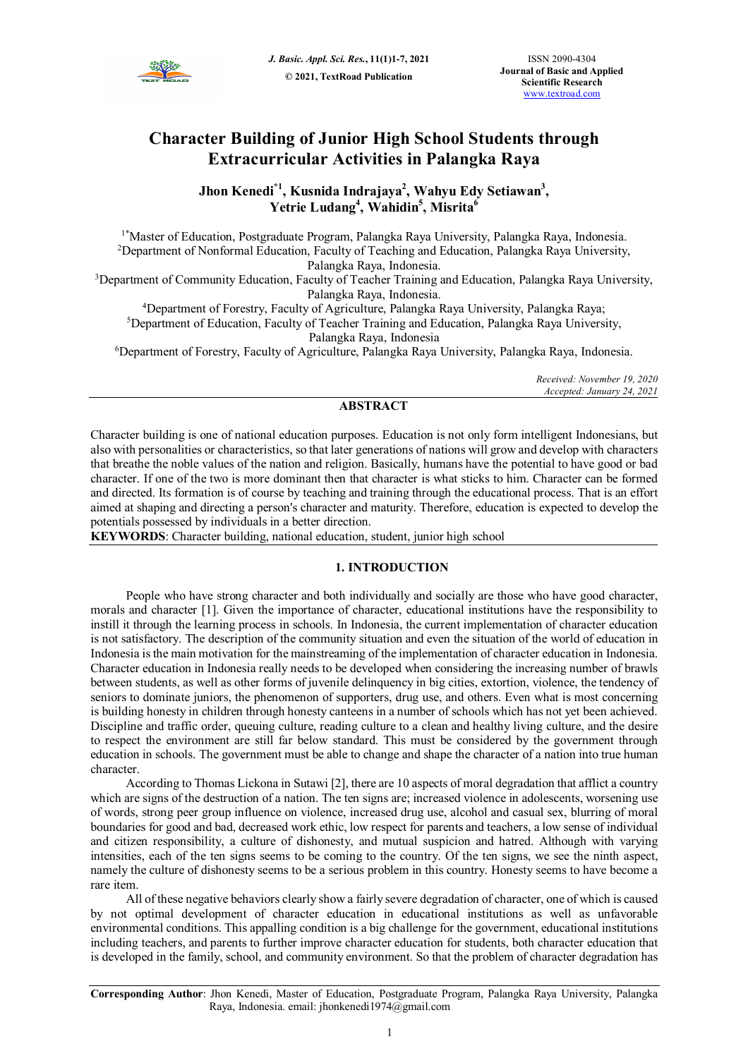# Character Building of Junior High School Students through Extracurricular Activities in Palangka Raya

**Jhon Kenedi[*1], Kusnida Indrajaya[2], Wahyu Edy Setiawan[3], Yetrie Ludang[4], Wahidin[5], Misrita[6]**

[1*]Master of Education, Postgraduate Program, Palangka Raya University, Palangka Raya, Indonesia.
[2]Department of Nonformal Education, Faculty of Teaching and Education, Palangka Raya University, Palangka Raya, Indonesia.
[3]Department of Community Education, Faculty of Teacher Training and Education, Palangka Raya University, Palangka Raya, Indonesia.
[4]Department of Forestry, Faculty of Agriculture, Palangka Raya University, Palangka Raya;
[5]Department of Education, Faculty of Teacher Training and Education, Palangka Raya University, Palangka Raya, Indonesia
[6]Department of Forestry, Faculty of Agriculture, Palangka Raya University, Palangka Raya, Indonesia.

*Received: November 19, 2020*
*Accepted: January 24, 2021*

## ABSTRACT

Character building is one of national education purposes. Education is not only form intelligent Indonesians, but also with personalities or characteristics, so that later generations of nations will grow and develop with characters that breathe the noble values of the nation and religion. Basically, humans have the potential to have good or bad character. If one of the two is more dominant then that character is what sticks to him. Character can be formed and directed. Its formation is of course by teaching and training through the educational process. That is an effort aimed at shaping and directing a person's character and maturity. Therefore, education is expected to develop the potentials possessed by individuals in a better direction.

**KEYWORDS**: Character building, national education, student, junior high school

## 1. INTRODUCTION

People who have strong character and both individually and socially are those who have good character, morals and character [1]. Given the importance of character, educational institutions have the responsibility to instill it through the learning process in schools. In Indonesia, the current implementation of character education is not satisfactory. The description of the community situation and even the situation of the world of education in Indonesia is the main motivation for the mainstreaming of the implementation of character education in Indonesia. Character education in Indonesia really needs to be developed when considering the increasing number of brawls between students, as well as other forms of juvenile delinquency in big cities, extortion, violence, the tendency of seniors to dominate juniors, the phenomenon of supporters, drug use, and others. Even what is most concerning is building honesty in children through honesty canteens in a number of schools which has not yet been achieved. Discipline and traffic order, queuing culture, reading culture to a clean and healthy living culture, and the desire to respect the environment are still far below standard. This must be considered by the government through education in schools. The government must be able to change and shape the character of a nation into true human character.

According to Thomas Lickona in Sutawi [2], there are 10 aspects of moral degradation that afflict a country which are signs of the destruction of a nation. The ten signs are; increased violence in adolescents, worsening use of words, strong peer group influence on violence, increased drug use, alcohol and casual sex, blurring of moral boundaries for good and bad, decreased work ethic, low respect for parents and teachers, a low sense of individual and citizen responsibility, a culture of dishonesty, and mutual suspicion and hatred. Although with varying intensities, each of the ten signs seems to be coming to the country. Of the ten signs, we see the ninth aspect, namely the culture of dishonesty seems to be a serious problem in this country. Honesty seems to have become a rare item.

All of these negative behaviors clearly show a fairly severe degradation of character, one of which is caused by not optimal development of character education in educational institutions as well as unfavorable environmental conditions. This appalling condition is a big challenge for the government, educational institutions including teachers, and parents to further improve character education for students, both character education that is developed in the family, school, and community environment. So that the problem of character degradation has

**Corresponding Author**: Jhon Kenedi, Master of Education, Postgraduate Program, Palangka Raya University, Palangka Raya, Indonesia. email: jhonkenedi1974@gmail.com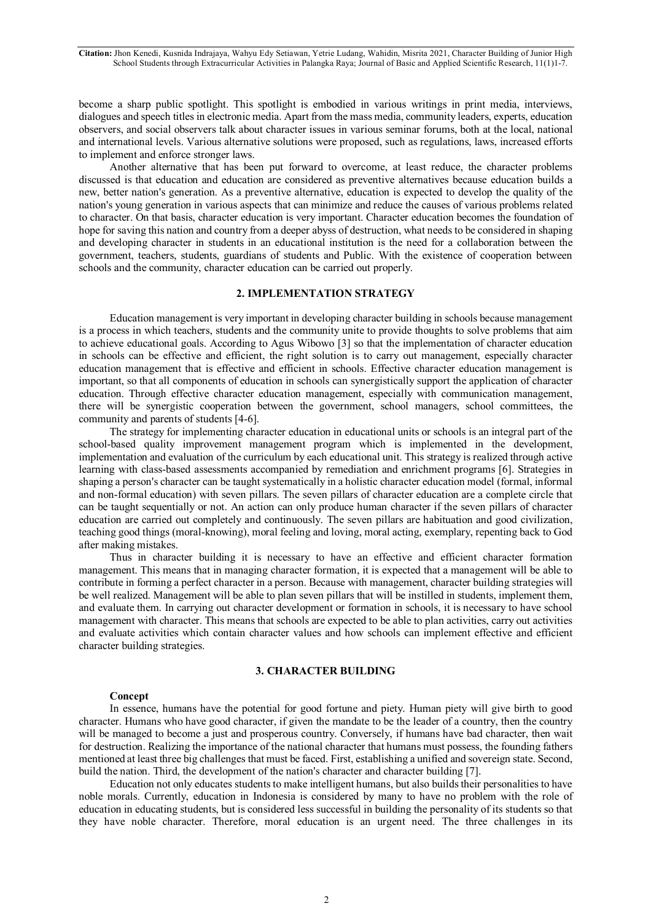become a sharp public spotlight. This spotlight is embodied in various writings in print media, interviews, dialogues and speech titles in electronic media. Apart from the mass media, community leaders, experts, education observers, and social observers talk about character issues in various seminar forums, both at the local, national and international levels. Various alternative solutions were proposed, such as regulations, laws, increased efforts to implement and enforce stronger laws.

Another alternative that has been put forward to overcome, at least reduce, the character problems discussed is that education and education are considered as preventive alternatives because education builds a new, better nation's generation. As a preventive alternative, education is expected to develop the quality of the nation's young generation in various aspects that can minimize and reduce the causes of various problems related to character. On that basis, character education is very important. Character education becomes the foundation of hope for saving this nation and country from a deeper abyss of destruction, what needs to be considered in shaping and developing character in students in an educational institution is the need for a collaboration between the government, teachers, students, guardians of students and Public. With the existence of cooperation between schools and the community, character education can be carried out properly.

## 2. IMPLEMENTATION STRATEGY

Education management is very important in developing character building in schools because management is a process in which teachers, students and the community unite to provide thoughts to solve problems that aim to achieve educational goals. According to Agus Wibowo [3] so that the implementation of character education in schools can be effective and efficient, the right solution is to carry out management, especially character education management that is effective and efficient in schools. Effective character education management is important, so that all components of education in schools can synergistically support the application of character education. Through effective character education management, especially with communication management, there will be synergistic cooperation between the government, school managers, school committees, the community and parents of students [4-6].

The strategy for implementing character education in educational units or schools is an integral part of the school-based quality improvement management program which is implemented in the development, implementation and evaluation of the curriculum by each educational unit. This strategy is realized through active learning with class-based assessments accompanied by remediation and enrichment programs [6]. Strategies in shaping a person's character can be taught systematically in a holistic character education model (formal, informal and non-formal education) with seven pillars. The seven pillars of character education are a complete circle that can be taught sequentially or not. An action can only produce human character if the seven pillars of character education are carried out completely and continuously. The seven pillars are habituation and good civilization, teaching good things (moral-knowing), moral feeling and loving, moral acting, exemplary, repenting back to God after making mistakes.

Thus in character building it is necessary to have an effective and efficient character formation management. This means that in managing character formation, it is expected that a management will be able to contribute in forming a perfect character in a person. Because with management, character building strategies will be well realized. Management will be able to plan seven pillars that will be instilled in students, implement them, and evaluate them. In carrying out character development or formation in schools, it is necessary to have school management with character. This means that schools are expected to be able to plan activities, carry out activities and evaluate activities which contain character values and how schools can implement effective and efficient character building strategies.

## 3. CHARACTER BUILDING

### Concept

In essence, humans have the potential for good fortune and piety. Human piety will give birth to good character. Humans who have good character, if given the mandate to be the leader of a country, then the country will be managed to become a just and prosperous country. Conversely, if humans have bad character, then wait for destruction. Realizing the importance of the national character that humans must possess, the founding fathers mentioned at least three big challenges that must be faced. First, establishing a unified and sovereign state. Second, build the nation. Third, the development of the nation's character and character building [7].

Education not only educates students to make intelligent humans, but also builds their personalities to have noble morals. Currently, education in Indonesia is considered by many to have no problem with the role of education in educating students, but is considered less successful in building the personality of its students so that they have noble character. Therefore, moral education is an urgent need. The three challenges in its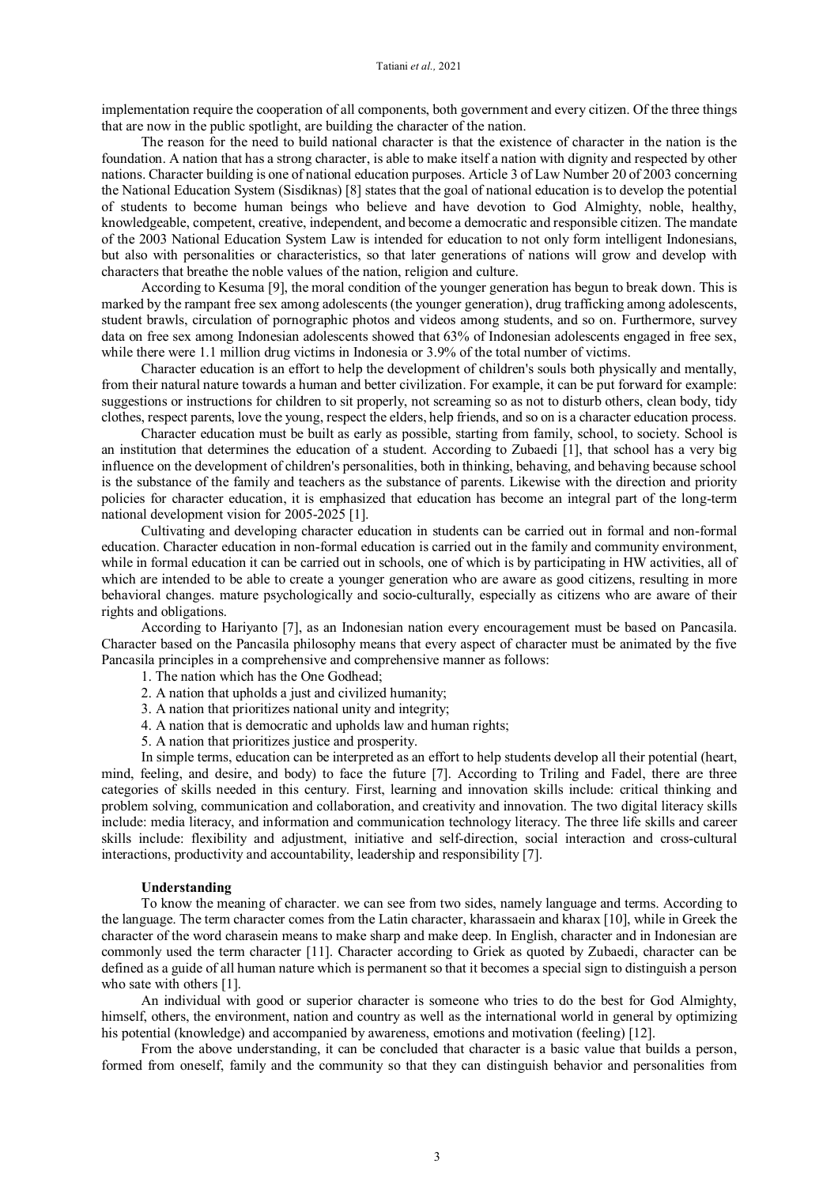implementation require the cooperation of all components, both government and every citizen. Of the three things that are now in the public spotlight, are building the character of the nation.

The reason for the need to build national character is that the existence of character in the nation is the foundation. A nation that has a strong character, is able to make itself a nation with dignity and respected by other nations. Character building is one of national education purposes. Article 3 of Law Number 20 of 2003 concerning the National Education System (Sisdiknas) [8] states that the goal of national education is to develop the potential of students to become human beings who believe and have devotion to God Almighty, noble, healthy, knowledgeable, competent, creative, independent, and become a democratic and responsible citizen. The mandate of the 2003 National Education System Law is intended for education to not only form intelligent Indonesians, but also with personalities or characteristics, so that later generations of nations will grow and develop with characters that breathe the noble values of the nation, religion and culture.

According to Kesuma [9], the moral condition of the younger generation has begun to break down. This is marked by the rampant free sex among adolescents (the younger generation), drug trafficking among adolescents, student brawls, circulation of pornographic photos and videos among students, and so on. Furthermore, survey data on free sex among Indonesian adolescents showed that 63% of Indonesian adolescents engaged in free sex, while there were 1.1 million drug victims in Indonesia or 3.9% of the total number of victims.

Character education is an effort to help the development of children's souls both physically and mentally, from their natural nature towards a human and better civilization. For example, it can be put forward for example: suggestions or instructions for children to sit properly, not screaming so as not to disturb others, clean body, tidy clothes, respect parents, love the young, respect the elders, help friends, and so on is a character education process.

Character education must be built as early as possible, starting from family, school, to society. School is an institution that determines the education of a student. According to Zubaedi [1], that school has a very big influence on the development of children's personalities, both in thinking, behaving, and behaving because school is the substance of the family and teachers as the substance of parents. Likewise with the direction and priority policies for character education, it is emphasized that education has become an integral part of the long-term national development vision for 2005-2025 [1].

Cultivating and developing character education in students can be carried out in formal and non-formal education. Character education in non-formal education is carried out in the family and community environment, while in formal education it can be carried out in schools, one of which is by participating in HW activities, all of which are intended to be able to create a younger generation who are aware as good citizens, resulting in more behavioral changes. mature psychologically and socio-culturally, especially as citizens who are aware of their rights and obligations.

According to Hariyanto [7], as an Indonesian nation every encouragement must be based on Pancasila. Character based on the Pancasila philosophy means that every aspect of character must be animated by the five Pancasila principles in a comprehensive and comprehensive manner as follows:

1. The nation which has the One Godhead;
2. A nation that upholds a just and civilized humanity;
3. A nation that prioritizes national unity and integrity;
4. A nation that is democratic and upholds law and human rights;
5. A nation that prioritizes justice and prosperity.

In simple terms, education can be interpreted as an effort to help students develop all their potential (heart, mind, feeling, and desire, and body) to face the future [7]. According to Triling and Fadel, there are three categories of skills needed in this century. First, learning and innovation skills include: critical thinking and problem solving, communication and collaboration, and creativity and innovation. The two digital literacy skills include: media literacy, and information and communication technology literacy. The three life skills and career skills include: flexibility and adjustment, initiative and self-direction, social interaction and cross-cultural interactions, productivity and accountability, leadership and responsibility [7].

### Understanding

To know the meaning of character. we can see from two sides, namely language and terms. According to the language. The term character comes from the Latin character, kharassaein and kharax [10], while in Greek the character of the word charasein means to make sharp and make deep. In English, character and in Indonesian are commonly used the term character [11]. Character according to Griek as quoted by Zubaedi, character can be defined as a guide of all human nature which is permanent so that it becomes a special sign to distinguish a person who sate with others [1].

An individual with good or superior character is someone who tries to do the best for God Almighty, himself, others, the environment, nation and country as well as the international world in general by optimizing his potential (knowledge) and accompanied by awareness, emotions and motivation (feeling) [12].

From the above understanding, it can be concluded that character is a basic value that builds a person, formed from oneself, family and the community so that they can distinguish behavior and personalities from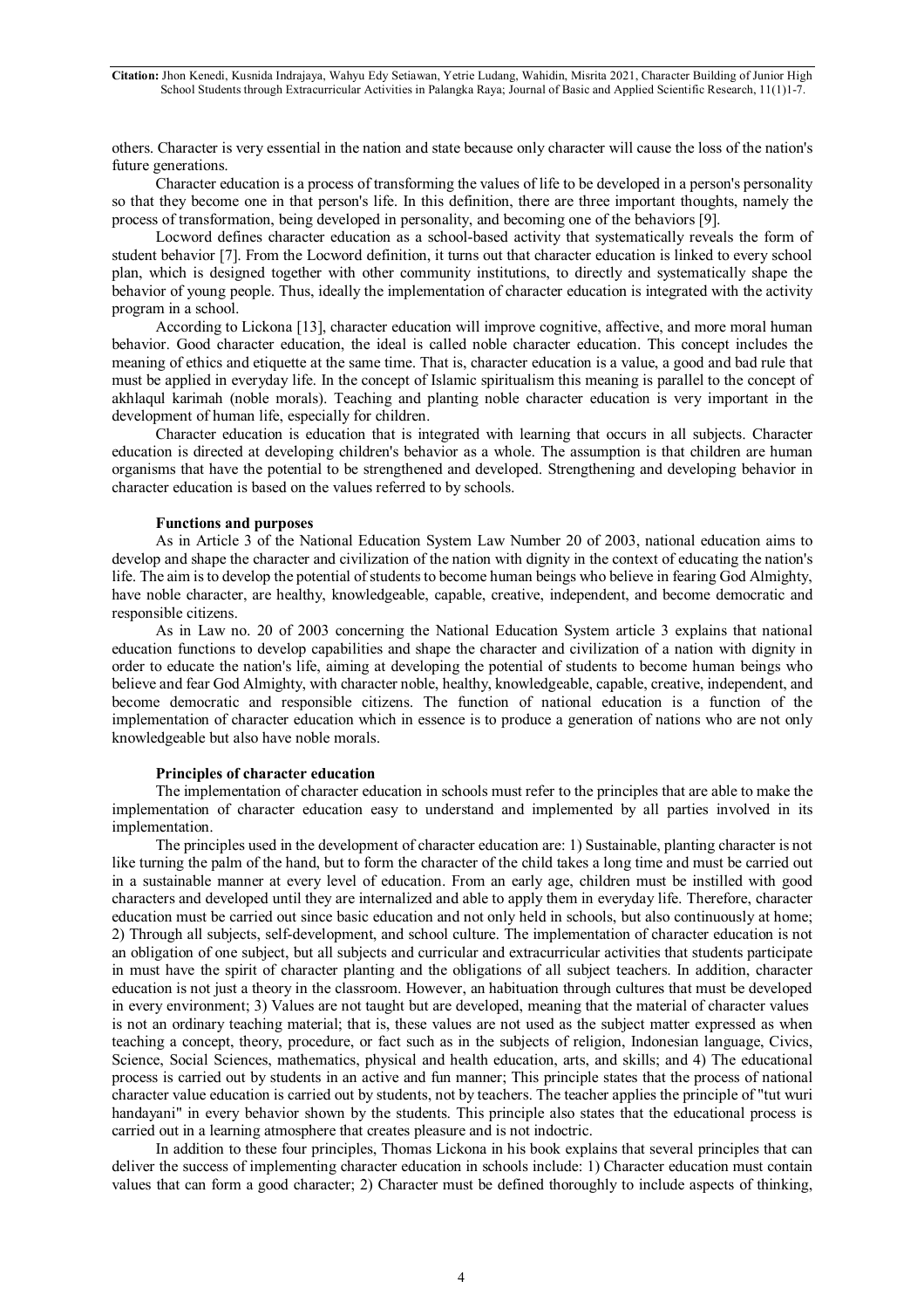others. Character is very essential in the nation and state because only character will cause the loss of the nation's future generations.

Character education is a process of transforming the values of life to be developed in a person's personality so that they become one in that person's life. In this definition, there are three important thoughts, namely the process of transformation, being developed in personality, and becoming one of the behaviors [9].

Locword defines character education as a school-based activity that systematically reveals the form of student behavior [7]. From the Locword definition, it turns out that character education is linked to every school plan, which is designed together with other community institutions, to directly and systematically shape the behavior of young people. Thus, ideally the implementation of character education is integrated with the activity program in a school.

According to Lickona [13], character education will improve cognitive, affective, and more moral human behavior. Good character education, the ideal is called noble character education. This concept includes the meaning of ethics and etiquette at the same time. That is, character education is a value, a good and bad rule that must be applied in everyday life. In the concept of Islamic spiritualism this meaning is parallel to the concept of akhlaqul karimah (noble morals). Teaching and planting noble character education is very important in the development of human life, especially for children.

Character education is education that is integrated with learning that occurs in all subjects. Character education is directed at developing children's behavior as a whole. The assumption is that children are human organisms that have the potential to be strengthened and developed. Strengthening and developing behavior in character education is based on the values referred to by schools.

**Functions and purposes**

As in Article 3 of the National Education System Law Number 20 of 2003, national education aims to develop and shape the character and civilization of the nation with dignity in the context of educating the nation's life. The aim is to develop the potential of students to become human beings who believe in fearing God Almighty, have noble character, are healthy, knowledgeable, capable, creative, independent, and become democratic and responsible citizens.

As in Law no. 20 of 2003 concerning the National Education System article 3 explains that national education functions to develop capabilities and shape the character and civilization of a nation with dignity in order to educate the nation's life, aiming at developing the potential of students to become human beings who believe and fear God Almighty, with character noble, healthy, knowledgeable, capable, creative, independent, and become democratic and responsible citizens. The function of national education is a function of the implementation of character education which in essence is to produce a generation of nations who are not only knowledgeable but also have noble morals.

**Principles of character education**

The implementation of character education in schools must refer to the principles that are able to make the implementation of character education easy to understand and implemented by all parties involved in its implementation.

The principles used in the development of character education are: 1) Sustainable, planting character is not like turning the palm of the hand, but to form the character of the child takes a long time and must be carried out in a sustainable manner at every level of education. From an early age, children must be instilled with good characters and developed until they are internalized and able to apply them in everyday life. Therefore, character education must be carried out since basic education and not only held in schools, but also continuously at home; 2) Through all subjects, self-development, and school culture. The implementation of character education is not an obligation of one subject, but all subjects and curricular and extracurricular activities that students participate in must have the spirit of character planting and the obligations of all subject teachers. In addition, character education is not just a theory in the classroom. However, an habituation through cultures that must be developed in every environment; 3) Values are not taught but are developed, meaning that the material of character values is not an ordinary teaching material; that is, these values are not used as the subject matter expressed as when teaching a concept, theory, procedure, or fact such as in the subjects of religion, Indonesian language, Civics, Science, Social Sciences, mathematics, physical and health education, arts, and skills; and 4) The educational process is carried out by students in an active and fun manner; This principle states that the process of national character value education is carried out by students, not by teachers. The teacher applies the principle of "tut wuri handayani" in every behavior shown by the students. This principle also states that the educational process is carried out in a learning atmosphere that creates pleasure and is not indoctric.

In addition to these four principles, Thomas Lickona in his book explains that several principles that can deliver the success of implementing character education in schools include: 1) Character education must contain values that can form a good character; 2) Character must be defined thoroughly to include aspects of thinking,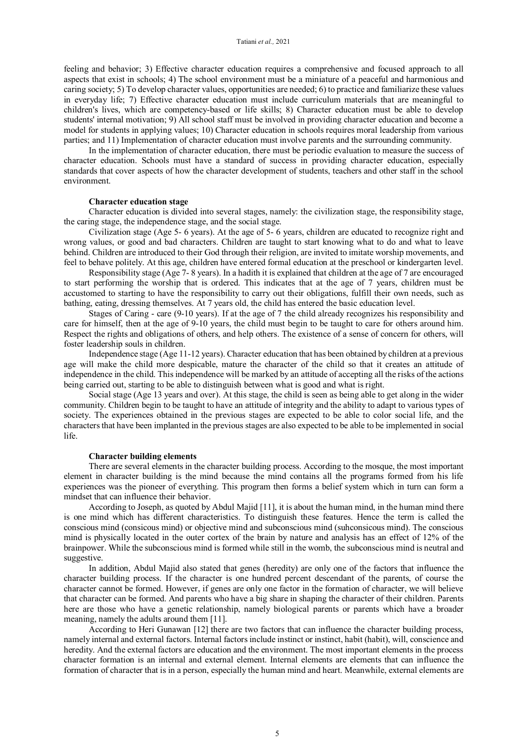feeling and behavior; 3) Effective character education requires a comprehensive and focused approach to all aspects that exist in schools; 4) The school environment must be a miniature of a peaceful and harmonious and caring society; 5) To develop character values, opportunities are needed; 6) to practice and familiarize these values in everyday life; 7) Effective character education must include curriculum materials that are meaningful to children's lives, which are competency-based or life skills; 8) Character education must be able to develop students' internal motivation; 9) All school staff must be involved in providing character education and become a model for students in applying values; 10) Character education in schools requires moral leadership from various parties; and 11) Implementation of character education must involve parents and the surrounding community.

In the implementation of character education, there must be periodic evaluation to measure the success of character education. Schools must have a standard of success in providing character education, especially standards that cover aspects of how the character development of students, teachers and other staff in the school environment.

**Character education stage**

Character education is divided into several stages, namely: the civilization stage, the responsibility stage, the caring stage, the independence stage, and the social stage.

Civilization stage (Age 5- 6 years). At the age of 5- 6 years, children are educated to recognize right and wrong values, or good and bad characters. Children are taught to start knowing what to do and what to leave behind. Children are introduced to their God through their religion, are invited to imitate worship movements, and feel to behave politely. At this age, children have entered formal education at the preschool or kindergarten level.

Responsibility stage (Age 7- 8 years). In a hadith it is explained that children at the age of 7 are encouraged to start performing the worship that is ordered. This indicates that at the age of 7 years, children must be accustomed to starting to have the responsibility to carry out their obligations, fulfill their own needs, such as bathing, eating, dressing themselves. At 7 years old, the child has entered the basic education level.

Stages of Caring - care (9-10 years). If at the age of 7 the child already recognizes his responsibility and care for himself, then at the age of 9-10 years, the child must begin to be taught to care for others around him. Respect the rights and obligations of others, and help others. The existence of a sense of concern for others, will foster leadership souls in children.

Independence stage (Age 11-12 years). Character education that has been obtained by children at a previous age will make the child more despicable, mature the character of the child so that it creates an attitude of independence in the child. This independence will be marked by an attitude of accepting all the risks of the actions being carried out, starting to be able to distinguish between what is good and what is right.

Social stage (Age 13 years and over). At this stage, the child is seen as being able to get along in the wider community. Children begin to be taught to have an attitude of integrity and the ability to adapt to various types of society. The experiences obtained in the previous stages are expected to be able to color social life, and the characters that have been implanted in the previous stages are also expected to be able to be implemented in social life.

**Character building elements**

There are several elements in the character building process. According to the mosque, the most important element in character building is the mind because the mind contains all the programs formed from his life experiences was the pioneer of everything. This program then forms a belief system which in turn can form a mindset that can influence their behavior.

According to Joseph, as quoted by Abdul Majid [11], it is about the human mind, in the human mind there is one mind which has different characteristics. To distinguish these features. Hence the term is called the conscious mind (consicous mind) or objective mind and subconscious mind (subconsicous mind). The conscious mind is physically located in the outer cortex of the brain by nature and analysis has an effect of 12% of the brainpower. While the subconscious mind is formed while still in the womb, the subconscious mind is neutral and suggestive.

In addition, Abdul Majid also stated that genes (heredity) are only one of the factors that influence the character building process. If the character is one hundred percent descendant of the parents, of course the character cannot be formed. However, if genes are only one factor in the formation of character, we will believe that character can be formed. And parents who have a big share in shaping the character of their children. Parents here are those who have a genetic relationship, namely biological parents or parents which have a broader meaning, namely the adults around them [11].

According to Heri Gunawan [12] there are two factors that can influence the character building process, namely internal and external factors. Internal factors include instinct or instinct, habit (habit), will, conscience and heredity. And the external factors are education and the environment. The most important elements in the process character formation is an internal and external element. Internal elements are elements that can influence the formation of character that is in a person, especially the human mind and heart. Meanwhile, external elements are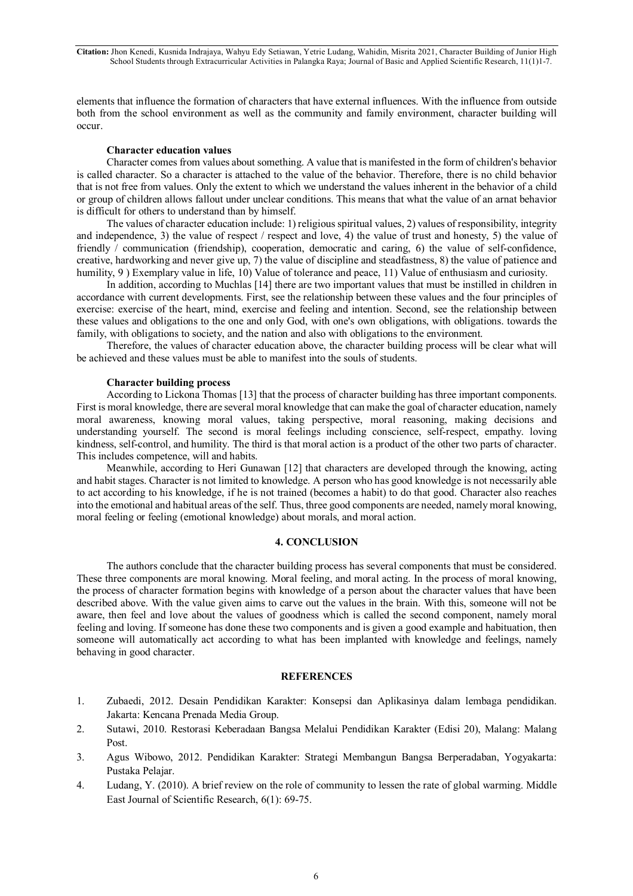elements that influence the formation of characters that have external influences. With the influence from outside both from the school environment as well as the community and family environment, character building will occur.

**Character education values**

Character comes from values about something. A value that is manifested in the form of children's behavior is called character. So a character is attached to the value of the behavior. Therefore, there is no child behavior that is not free from values. Only the extent to which we understand the values inherent in the behavior of a child or group of children allows fallout under unclear conditions. This means that what the value of an arnat behavior is difficult for others to understand than by himself.

The values of character education include: 1) religious spiritual values, 2) values of responsibility, integrity and independence, 3) the value of respect / respect and love, 4) the value of trust and honesty, 5) the value of friendly / communication (friendship), cooperation, democratic and caring, 6) the value of self-confidence, creative, hardworking and never give up, 7) the value of discipline and steadfastness, 8) the value of patience and humility, 9 ) Exemplary value in life, 10) Value of tolerance and peace, 11) Value of enthusiasm and curiosity.

In addition, according to Muchlas [14] there are two important values that must be instilled in children in accordance with current developments. First, see the relationship between these values and the four principles of exercise: exercise of the heart, mind, exercise and feeling and intention. Second, see the relationship between these values and obligations to the one and only God, with one's own obligations, with obligations. towards the family, with obligations to society, and the nation and also with obligations to the environment.

Therefore, the values of character education above, the character building process will be clear what will be achieved and these values must be able to manifest into the souls of students.

**Character building process**

According to Lickona Thomas [13] that the process of character building has three important components. First is moral knowledge, there are several moral knowledge that can make the goal of character education, namely moral awareness, knowing moral values, taking perspective, moral reasoning, making decisions and understanding yourself. The second is moral feelings including conscience, self-respect, empathy. loving kindness, self-control, and humility. The third is that moral action is a product of the other two parts of character. This includes competence, will and habits.

Meanwhile, according to Heri Gunawan [12] that characters are developed through the knowing, acting and habit stages. Character is not limited to knowledge. A person who has good knowledge is not necessarily able to act according to his knowledge, if he is not trained (becomes a habit) to do that good. Character also reaches into the emotional and habitual areas of the self. Thus, three good components are needed, namely moral knowing, moral feeling or feeling (emotional knowledge) about morals, and moral action.

## 4. CONCLUSION

The authors conclude that the character building process has several components that must be considered. These three components are moral knowing. Moral feeling, and moral acting. In the process of moral knowing, the process of character formation begins with knowledge of a person about the character values that have been described above. With the value given aims to carve out the values in the brain. With this, someone will not be aware, then feel and love about the values of goodness which is called the second component, namely moral feeling and loving. If someone has done these two components and is given a good example and habituation, then someone will automatically act according to what has been implanted with knowledge and feelings, namely behaving in good character.

## REFERENCES

1. Zubaedi, 2012. Desain Pendidikan Karakter: Konsepsi dan Aplikasinya dalam lembaga pendidikan. Jakarta: Kencana Prenada Media Group.
2. Sutawi, 2010. Restorasi Keberadaan Bangsa Melalui Pendidikan Karakter (Edisi 20), Malang: Malang Post.
3. Agus Wibowo, 2012. Pendidikan Karakter: Strategi Membangun Bangsa Berperadaban, Yogyakarta: Pustaka Pelajar.
4. Ludang, Y. (2010). A brief review on the role of community to lessen the rate of global warming. Middle East Journal of Scientific Research, 6(1): 69-75.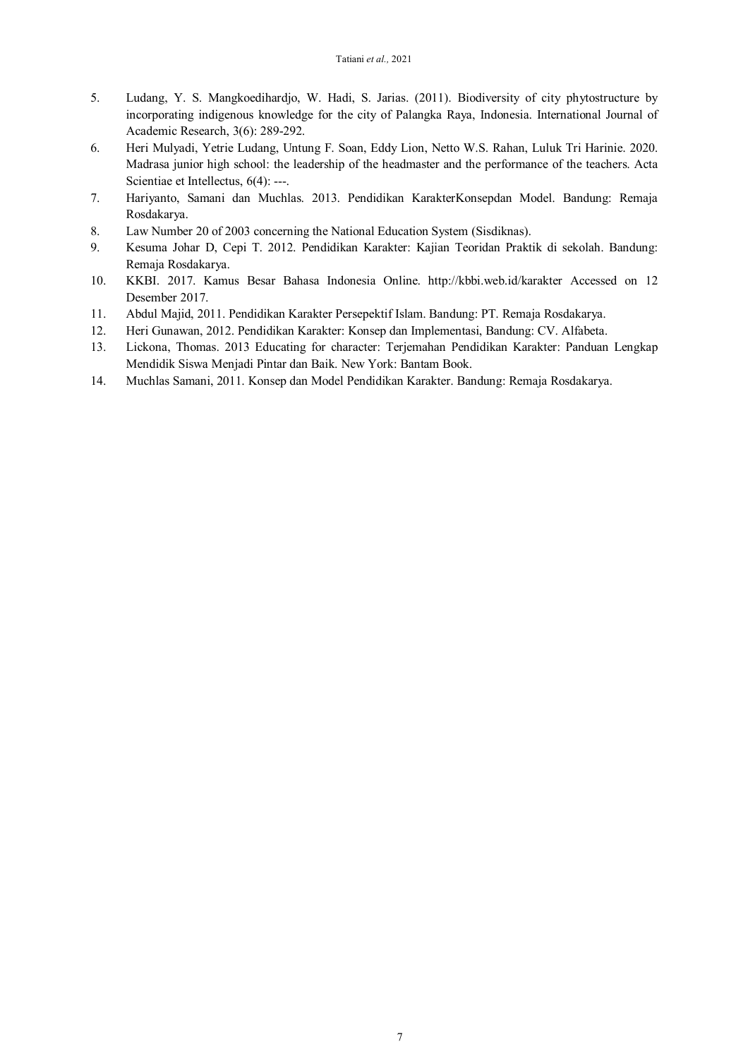5. Ludang, Y. S. Mangkoedihardjo, W. Hadi, S. Jarias. (2011). Biodiversity of city phytostructure by incorporating indigenous knowledge for the city of Palangka Raya, Indonesia. International Journal of Academic Research, 3(6): 289-292.
6. Heri Mulyadi, Yetrie Ludang, Untung F. Soan, Eddy Lion, Netto W.S. Rahan, Luluk Tri Harinie. 2020. Madrasa junior high school: the leadership of the headmaster and the performance of the teachers. Acta Scientiae et Intellectus, 6(4): ---.
7. Hariyanto, Samani dan Muchlas. 2013. Pendidikan KarakterKonsepdan Model. Bandung: Remaja Rosdakarya.
8. Law Number 20 of 2003 concerning the National Education System (Sisdiknas).
9. Kesuma Johar D, Cepi T. 2012. Pendidikan Karakter: Kajian Teoridan Praktik di sekolah. Bandung: Remaja Rosdakarya.
10. KKBI. 2017. Kamus Besar Bahasa Indonesia Online. http://kbbi.web.id/karakter Accessed on 12 Desember 2017.
11. Abdul Majid, 2011. Pendidikan Karakter Persepektif Islam. Bandung: PT. Remaja Rosdakarya.
12. Heri Gunawan, 2012. Pendidikan Karakter: Konsep dan Implementasi, Bandung: CV. Alfabeta.
13. Lickona, Thomas. 2013 Educating for character: Terjemahan Pendidikan Karakter: Panduan Lengkap Mendidik Siswa Menjadi Pintar dan Baik. New York: Bantam Book.
14. Muchlas Samani, 2011. Konsep dan Model Pendidikan Karakter. Bandung: Remaja Rosdakarya.